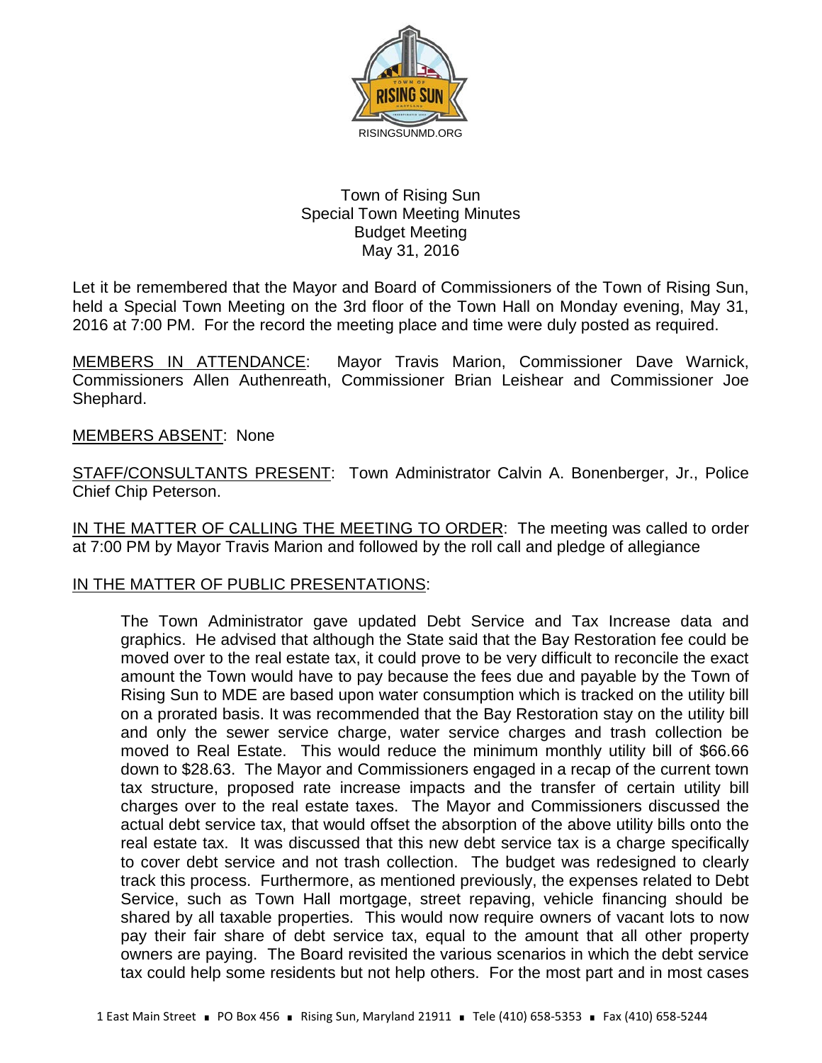RISINGSUNMD.ORG

Town of Rising Sun
Special Town Meeting Minutes
Budget Meeting
May 31, 2016

Let it be remembered that the Mayor and Board of Commissioners of the Town of Rising Sun, held a Special Town Meeting on the 3rd floor of the Town Hall on Monday evening, May 31, 2016 at 7:00 PM. For the record the meeting place and time were duly posted as required.

MEMBERS IN ATTENDANCE: Mayor Travis Marion, Commissioner Dave Warnick, Commissioners Allen Authenreath, Commissioner Brian Leishear and Commissioner Joe Shephard.

MEMBERS ABSENT: None

STAFF/CONSULTANTS PRESENT: Town Administrator Calvin A. Bonenberger, Jr., Police Chief Chip Peterson.

IN THE MATTER OF CALLING THE MEETING TO ORDER: The meeting was called to order at 7:00 PM by Mayor Travis Marion and followed by the roll call and pledge of allegiance

IN THE MATTER OF PUBLIC PRESENTATIONS:

The Town Administrator gave updated Debt Service and Tax Increase data and graphics. He advised that although the State said that the Bay Restoration fee could be moved over to the real estate tax, it could prove to be very difficult to reconcile the exact amount the Town would have to pay because the fees due and payable by the Town of Rising Sun to MDE are based upon water consumption which is tracked on the utility bill on a prorated basis. It was recommended that the Bay Restoration stay on the utility bill and only the sewer service charge, water service charges and trash collection be moved to Real Estate. This would reduce the minimum monthly utility bill of $66.66 down to $28.63. The Mayor and Commissioners engaged in a recap of the current town tax structure, proposed rate increase impacts and the transfer of certain utility bill charges over to the real estate taxes. The Mayor and Commissioners discussed the actual debt service tax, that would offset the absorption of the above utility bills onto the real estate tax. It was discussed that this new debt service tax is a charge specifically to cover debt service and not trash collection. The budget was redesigned to clearly track this process. Furthermore, as mentioned previously, the expenses related to Debt Service, such as Town Hall mortgage, street repaving, vehicle financing should be shared by all taxable properties. This would now require owners of vacant lots to now pay their fair share of debt service tax, equal to the amount that all other property owners are paying. The Board revisited the various scenarios in which the debt service tax could help some residents but not help others. For the most part and in most cases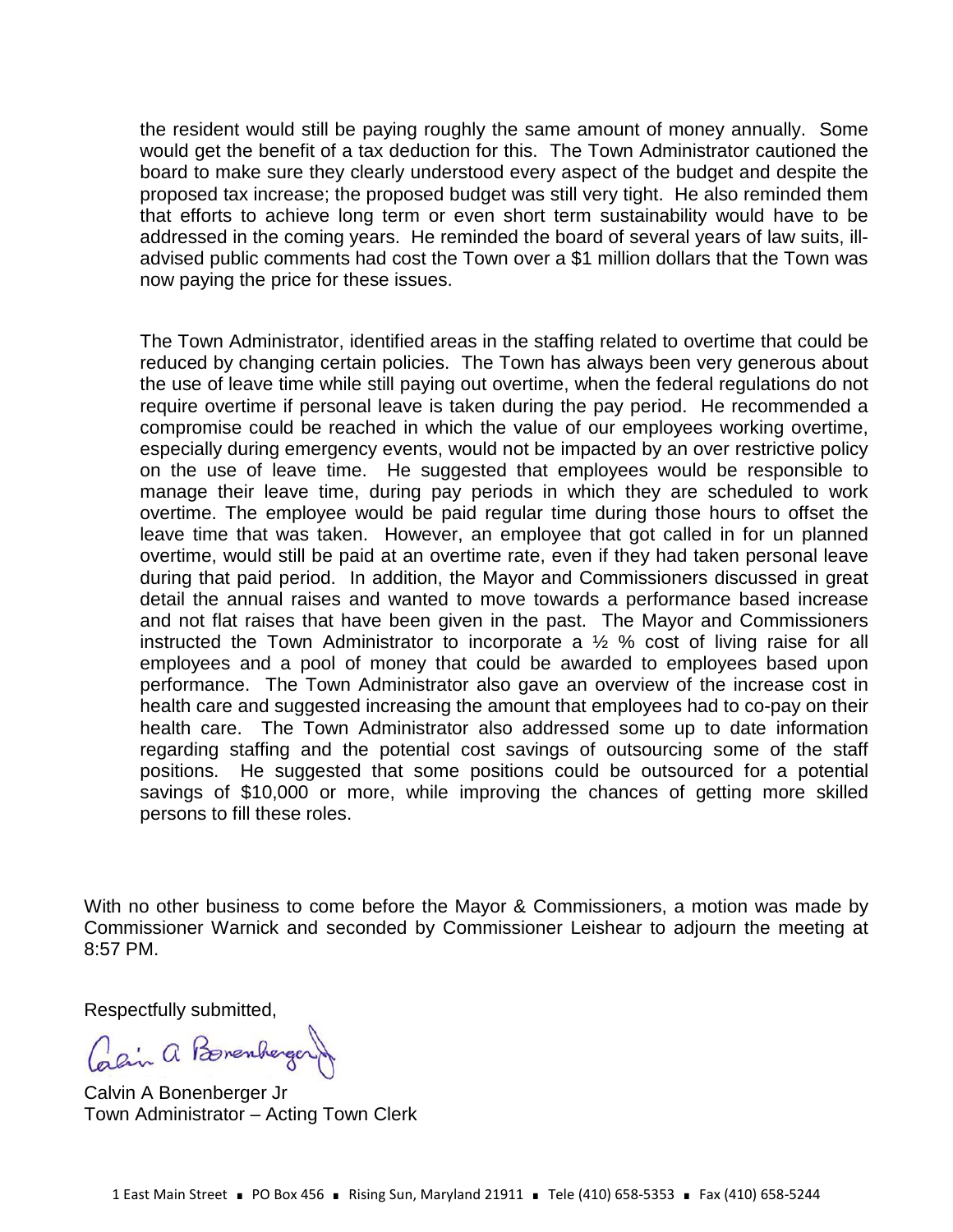the resident would still be paying roughly the same amount of money annually. Some would get the benefit of a tax deduction for this. The Town Administrator cautioned the board to make sure they clearly understood every aspect of the budget and despite the proposed tax increase; the proposed budget was still very tight. He also reminded them that efforts to achieve long term or even short term sustainability would have to be addressed in the coming years. He reminded the board of several years of law suits, ill-advised public comments had cost the Town over a $1 million dollars that the Town was now paying the price for these issues.

The Town Administrator, identified areas in the staffing related to overtime that could be reduced by changing certain policies. The Town has always been very generous about the use of leave time while still paying out overtime, when the federal regulations do not require overtime if personal leave is taken during the pay period. He recommended a compromise could be reached in which the value of our employees working overtime, especially during emergency events, would not be impacted by an over restrictive policy on the use of leave time. He suggested that employees would be responsible to manage their leave time, during pay periods in which they are scheduled to work overtime. The employee would be paid regular time during those hours to offset the leave time that was taken. However, an employee that got called in for un planned overtime, would still be paid at an overtime rate, even if they had taken personal leave during that paid period. In addition, the Mayor and Commissioners discussed in great detail the annual raises and wanted to move towards a performance based increase and not flat raises that have been given in the past. The Mayor and Commissioners instructed the Town Administrator to incorporate a ½ % cost of living raise for all employees and a pool of money that could be awarded to employees based upon performance. The Town Administrator also gave an overview of the increase cost in health care and suggested increasing the amount that employees had to co-pay on their health care. The Town Administrator also addressed some up to date information regarding staffing and the potential cost savings of outsourcing some of the staff positions. He suggested that some positions could be outsourced for a potential savings of $10,000 or more, while improving the chances of getting more skilled persons to fill these roles.

With no other business to come before the Mayor & Commissioners, a motion was made by Commissioner Warnick and seconded by Commissioner Leishear to adjourn the meeting at 8:57 PM.

Respectfully submitted,

Calvin A Bonenberger Jr
Town Administrator – Acting Town Clerk